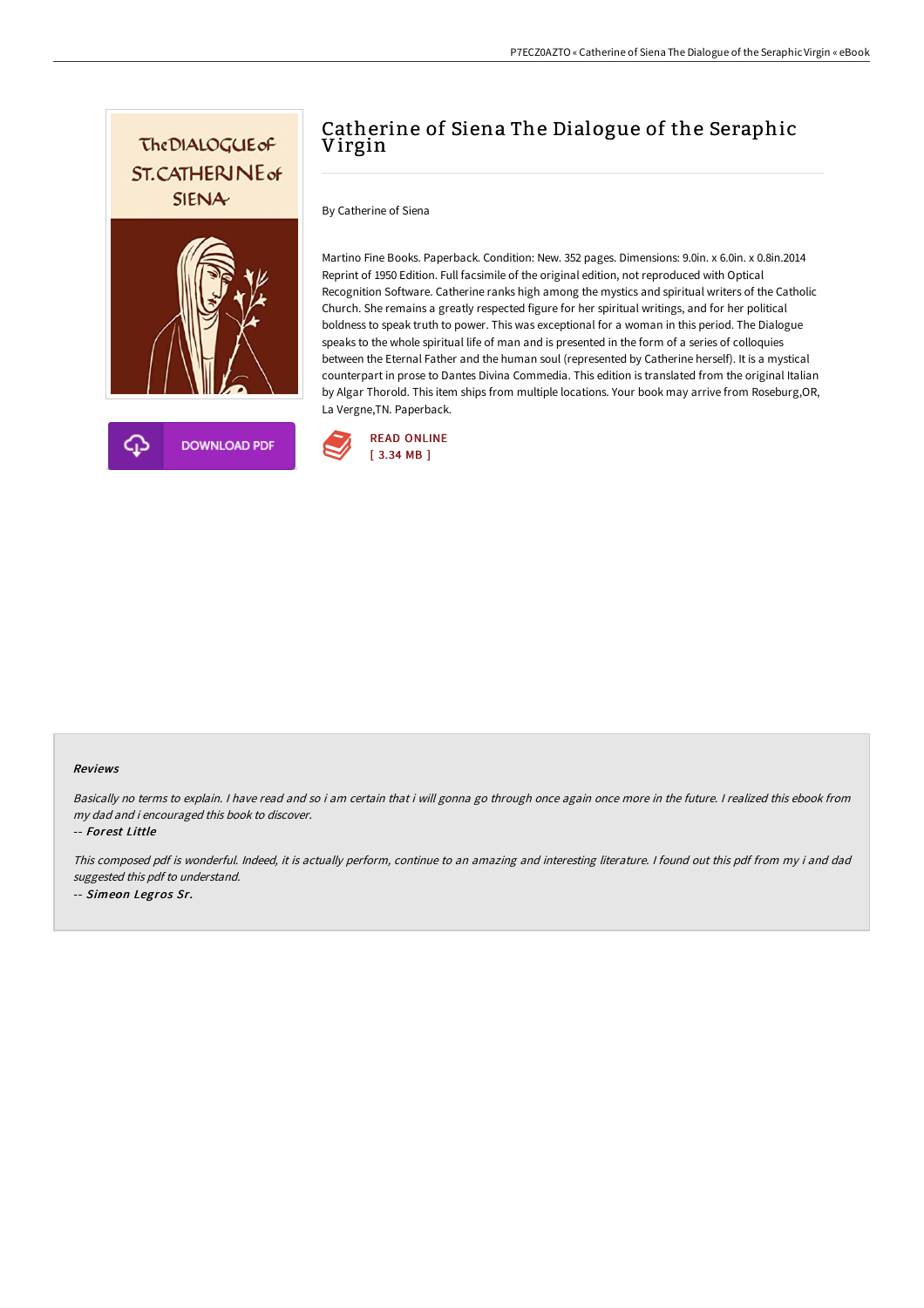# Catherine of Siena The Dialogue of the Seraphic Virgin

By Catherine of Siena

Martino Fine Books. Paperback. Condition: New. 352 pages. Dimensions: 9.0in. x 6.0in. x 0.8in.2014 Reprint of 1950 Edition. Full facsimile of the original edition, not reproduced with Optical Recognition Software. Catherine ranks high among the mystics and spiritual writers of the Catholic Church. She remains a greatly respected figure for her spiritual writings, and for her political boldness to speak truth to power. This was exceptional for a woman in this period. The Dialogue speaks to the whole spiritual life of man and is presented in the form of a series of colloquies between the Eternal Father and the human soul (represented by Catherine herself). It is a mystical counterpart in prose to Dantes Divina Commedia. This edition is translated from the original Italian by Algar Thorold. This item ships from multiple locations. Your book may arrive from Roseburg,OR, La Vergne,TN. Paperback.

DOWNLOAD PDF

READ ONLINE
[ 3.34 MB ]

### Reviews

*Basically no terms to explain. I have read and so i am certain that i will gonna go through once again once more in the future. I realized this ebook from my dad and i encouraged this book to discover.*

-- *Forest Little*

*This composed pdf is wonderful. Indeed, it is actually perform, continue to an amazing and interesting literature. I found out this pdf from my i and dad suggested this pdf to understand.*

-- *Simeon Legros Sr.*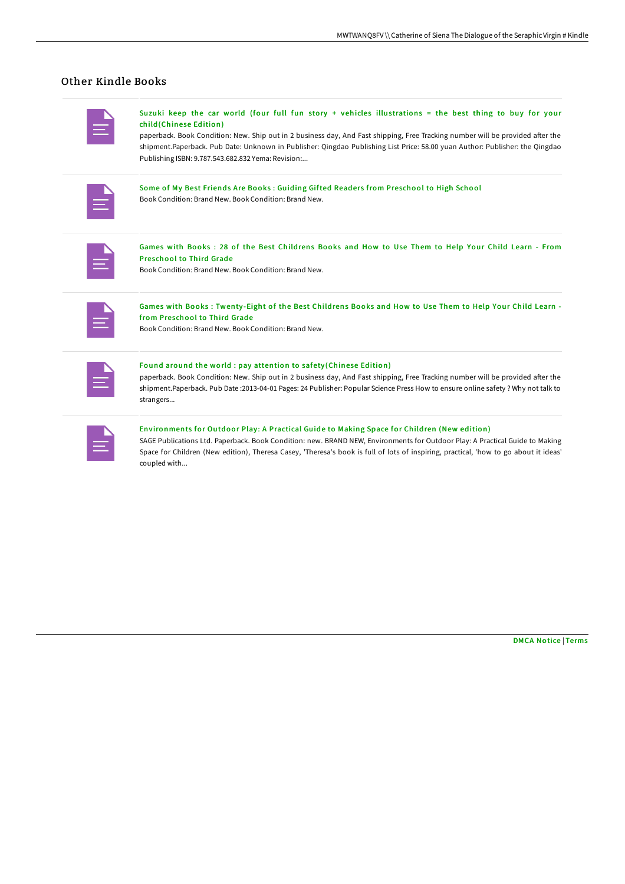## Other Kindle Books

**Suzuki keep the car world (four full fun story + vehicles illustrations = the best thing to buy for your child(Chinese Edition)**

paperback. Book Condition: New. Ship out in 2 business day, And Fast shipping, Free Tracking number will be provided after the shipment.Paperback. Pub Date: Unknown in Publisher: Qingdao Publishing List Price: 58.00 yuan Author: Publisher: the Qingdao Publishing ISBN: 9.787.543.682.832 Yema: Revision:...

**Some of My Best Friends Are Books : Guiding Gifted Readers from Preschool to High School**

Book Condition: Brand New. Book Condition: Brand New.

**Games with Books : 28 of the Best Childrens Books and How to Use Them to Help Your Child Learn - From Preschool to Third Grade**

Book Condition: Brand New. Book Condition: Brand New.

**Games with Books : Twenty-Eight of the Best Childrens Books and How to Use Them to Help Your Child Learn - from Preschool to Third Grade**

Book Condition: Brand New. Book Condition: Brand New.

**Found around the world : pay attention to safety(Chinese Edition)**

paperback. Book Condition: New. Ship out in 2 business day, And Fast shipping, Free Tracking number will be provided after the shipment.Paperback. Pub Date :2013-04-01 Pages: 24 Publisher: Popular Science Press How to ensure online safety ? Why not talk to strangers...

**Environments for Outdoor Play: A Practical Guide to Making Space for Children (New edition)**

SAGE Publications Ltd. Paperback. Book Condition: new. BRAND NEW, Environments for Outdoor Play: A Practical Guide to Making Space for Children (New edition), Theresa Casey, 'Theresa's book is full of lots of inspiring, practical, 'how to go about it ideas' coupled with...